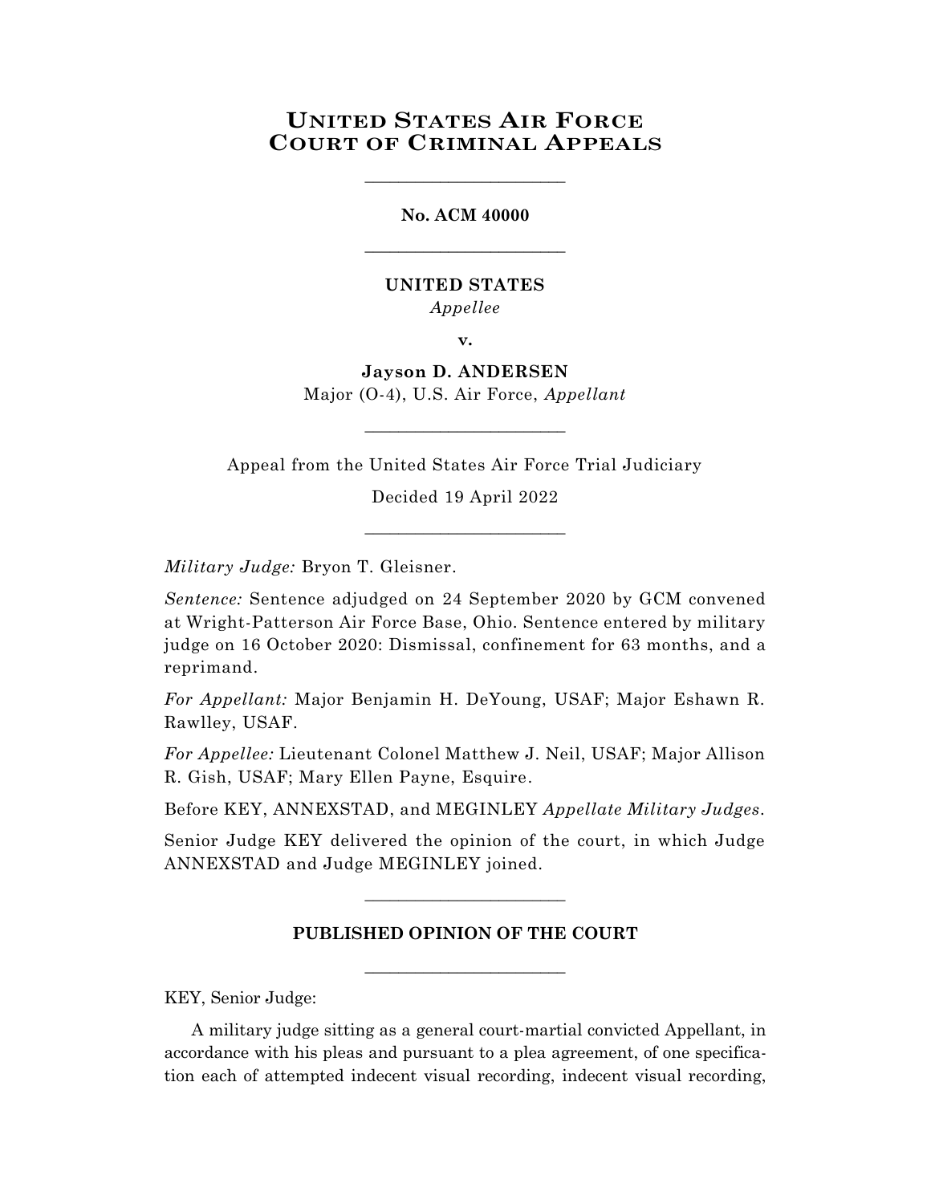# UNITED STATES AIR FORCE COURT OF CRIMINAL APPEALS

---

**No. ACM 40000**

---

**UNITED STATES**

*Appellee*

**v.**

**Jayson D. ANDERSEN**

Major (O-4), U.S. Air Force, *Appellant*

---

Appeal from the United States Air Force Trial Judiciary

Decided 19 April 2022

---

*Military Judge:* Bryon T. Gleisner.

*Sentence:* Sentence adjudged on 24 September 2020 by GCM convened at Wright-Patterson Air Force Base, Ohio. Sentence entered by military judge on 16 October 2020: Dismissal, confinement for 63 months, and a reprimand.

*For Appellant:* Major Benjamin H. DeYoung, USAF; Major Eshawn R. Rawlley, USAF.

*For Appellee:* Lieutenant Colonel Matthew J. Neil, USAF; Major Allison R. Gish, USAF; Mary Ellen Payne, Esquire.

Before KEY, ANNEXSTAD, and MEGINLEY *Appellate Military Judges*.

Senior Judge KEY delivered the opinion of the court, in which Judge ANNEXSTAD and Judge MEGINLEY joined.

---

**PUBLISHED OPINION OF THE COURT**

---

KEY, Senior Judge:

A military judge sitting as a general court-martial convicted Appellant, in accordance with his pleas and pursuant to a plea agreement, of one specification each of attempted indecent visual recording, indecent visual recording,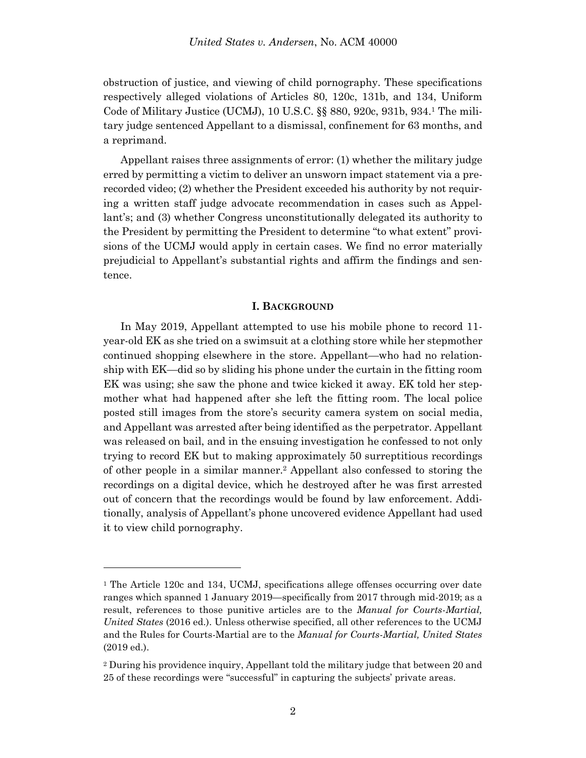obstruction of justice, and viewing of child pornography. These specifications respectively alleged violations of Articles 80, 120c, 131b, and 134, Uniform Code of Military Justice (UCMJ), 10 U.S.C. §§ 880, 920c, 931b, 934.[1] The military judge sentenced Appellant to a dismissal, confinement for 63 months, and a reprimand.

Appellant raises three assignments of error: (1) whether the military judge erred by permitting a victim to deliver an unsworn impact statement via a prerecorded video; (2) whether the President exceeded his authority by not requiring a written staff judge advocate recommendation in cases such as Appellant's; and (3) whether Congress unconstitutionally delegated its authority to the President by permitting the President to determine "to what extent" provisions of the UCMJ would apply in certain cases. We find no error materially prejudicial to Appellant's substantial rights and affirm the findings and sentence.

## I. BACKGROUND

In May 2019, Appellant attempted to use his mobile phone to record 11-year-old EK as she tried on a swimsuit at a clothing store while her stepmother continued shopping elsewhere in the store. Appellant—who had no relationship with EK—did so by sliding his phone under the curtain in the fitting room EK was using; she saw the phone and twice kicked it away. EK told her stepmother what had happened after she left the fitting room. The local police posted still images from the store's security camera system on social media, and Appellant was arrested after being identified as the perpetrator. Appellant was released on bail, and in the ensuing investigation he confessed to not only trying to record EK but to making approximately 50 surreptitious recordings of other people in a similar manner.[2] Appellant also confessed to storing the recordings on a digital device, which he destroyed after he was first arrested out of concern that the recordings would be found by law enforcement. Additionally, analysis of Appellant's phone uncovered evidence Appellant had used it to view child pornography.

---

[1] The Article 120c and 134, UCMJ, specifications allege offenses occurring over date ranges which spanned 1 January 2019—specifically from 2017 through mid-2019; as a result, references to those punitive articles are to the *Manual for Courts-Martial, United States* (2016 ed.). Unless otherwise specified, all other references to the UCMJ and the Rules for Courts-Martial are to the *Manual for Courts-Martial, United States* (2019 ed.).

[2] During his providence inquiry, Appellant told the military judge that between 20 and 25 of these recordings were "successful" in capturing the subjects' private areas.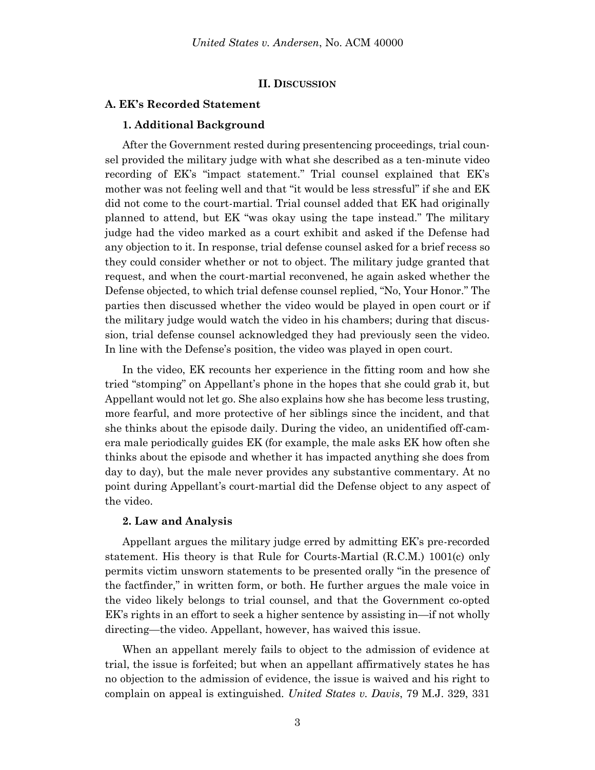## II. DISCUSSION

### A. EK's Recorded Statement

#### 1. Additional Background

After the Government rested during presentencing proceedings, trial counsel provided the military judge with what she described as a ten-minute video recording of EK's "impact statement." Trial counsel explained that EK's mother was not feeling well and that "it would be less stressful" if she and EK did not come to the court-martial. Trial counsel added that EK had originally planned to attend, but EK "was okay using the tape instead." The military judge had the video marked as a court exhibit and asked if the Defense had any objection to it. In response, trial defense counsel asked for a brief recess so they could consider whether or not to object. The military judge granted that request, and when the court-martial reconvened, he again asked whether the Defense objected, to which trial defense counsel replied, "No, Your Honor." The parties then discussed whether the video would be played in open court or if the military judge would watch the video in his chambers; during that discussion, trial defense counsel acknowledged they had previously seen the video. In line with the Defense's position, the video was played in open court.

In the video, EK recounts her experience in the fitting room and how she tried "stomping" on Appellant's phone in the hopes that she could grab it, but Appellant would not let go. She also explains how she has become less trusting, more fearful, and more protective of her siblings since the incident, and that she thinks about the episode daily. During the video, an unidentified off-camera male periodically guides EK (for example, the male asks EK how often she thinks about the episode and whether it has impacted anything she does from day to day), but the male never provides any substantive commentary. At no point during Appellant's court-martial did the Defense object to any aspect of the video.

#### 2. Law and Analysis

Appellant argues the military judge erred by admitting EK's pre-recorded statement. His theory is that Rule for Courts-Martial (R.C.M.) 1001(c) only permits victim unsworn statements to be presented orally "in the presence of the factfinder," in written form, or both. He further argues the male voice in the video likely belongs to trial counsel, and that the Government co-opted EK's rights in an effort to seek a higher sentence by assisting in—if not wholly directing—the video. Appellant, however, has waived this issue.

When an appellant merely fails to object to the admission of evidence at trial, the issue is forfeited; but when an appellant affirmatively states he has no objection to the admission of evidence, the issue is waived and his right to complain on appeal is extinguished. *United States v. Davis*, 79 M.J. 329, 331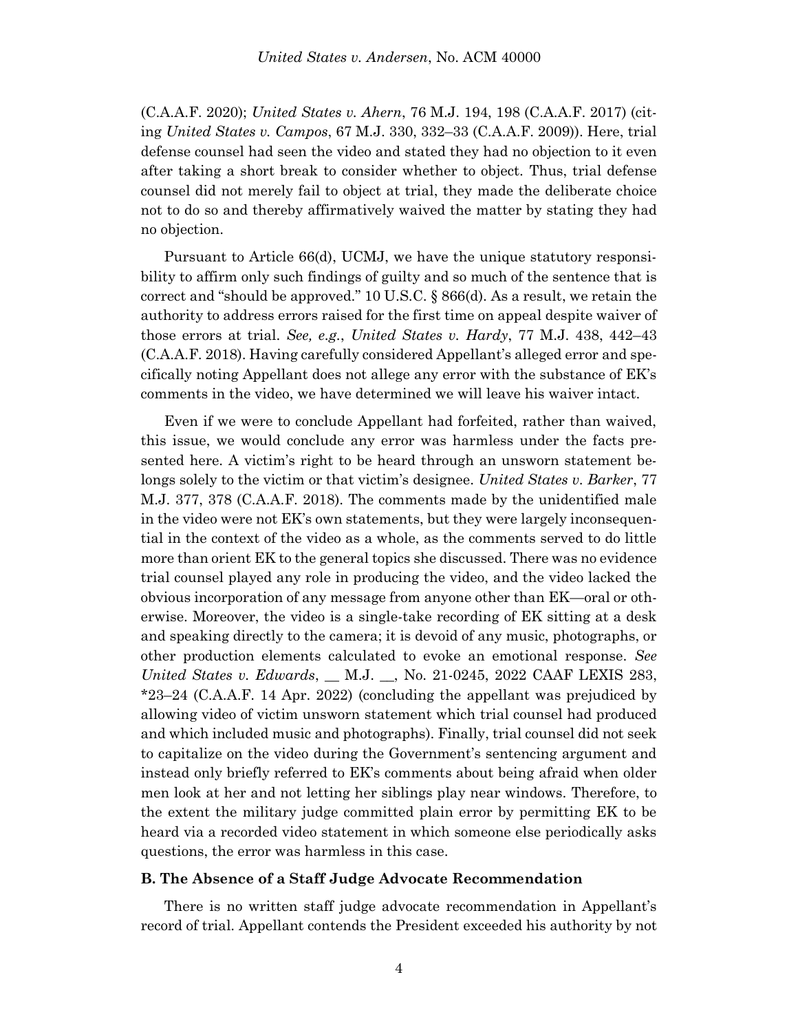(C.A.A.F. 2020); *United States v. Ahern*, 76 M.J. 194, 198 (C.A.A.F. 2017) (citing *United States v. Campos*, 67 M.J. 330, 332–33 (C.A.A.F. 2009)). Here, trial defense counsel had seen the video and stated they had no objection to it even after taking a short break to consider whether to object. Thus, trial defense counsel did not merely fail to object at trial, they made the deliberate choice not to do so and thereby affirmatively waived the matter by stating they had no objection.

Pursuant to Article 66(d), UCMJ, we have the unique statutory responsibility to affirm only such findings of guilty and so much of the sentence that is correct and "should be approved." 10 U.S.C. § 866(d). As a result, we retain the authority to address errors raised for the first time on appeal despite waiver of those errors at trial. *See, e.g.*, *United States v. Hardy*, 77 M.J. 438, 442–43 (C.A.A.F. 2018). Having carefully considered Appellant's alleged error and specifically noting Appellant does not allege any error with the substance of EK's comments in the video, we have determined we will leave his waiver intact.

Even if we were to conclude Appellant had forfeited, rather than waived, this issue, we would conclude any error was harmless under the facts presented here. A victim's right to be heard through an unsworn statement belongs solely to the victim or that victim's designee. *United States v. Barker*, 77 M.J. 377, 378 (C.A.A.F. 2018). The comments made by the unidentified male in the video were not EK's own statements, but they were largely inconsequential in the context of the video as a whole, as the comments served to do little more than orient EK to the general topics she discussed. There was no evidence trial counsel played any role in producing the video, and the video lacked the obvious incorporation of any message from anyone other than EK—oral or otherwise. Moreover, the video is a single-take recording of EK sitting at a desk and speaking directly to the camera; it is devoid of any music, photographs, or other production elements calculated to evoke an emotional response. *See United States v. Edwards*, __ M.J. __, No. 21-0245, 2022 CAAF LEXIS 283, \*23–24 (C.A.A.F. 14 Apr. 2022) (concluding the appellant was prejudiced by allowing video of victim unsworn statement which trial counsel had produced and which included music and photographs). Finally, trial counsel did not seek to capitalize on the video during the Government's sentencing argument and instead only briefly referred to EK's comments about being afraid when older men look at her and not letting her siblings play near windows. Therefore, to the extent the military judge committed plain error by permitting EK to be heard via a recorded video statement in which someone else periodically asks questions, the error was harmless in this case.

### B. The Absence of a Staff Judge Advocate Recommendation

There is no written staff judge advocate recommendation in Appellant's record of trial. Appellant contends the President exceeded his authority by not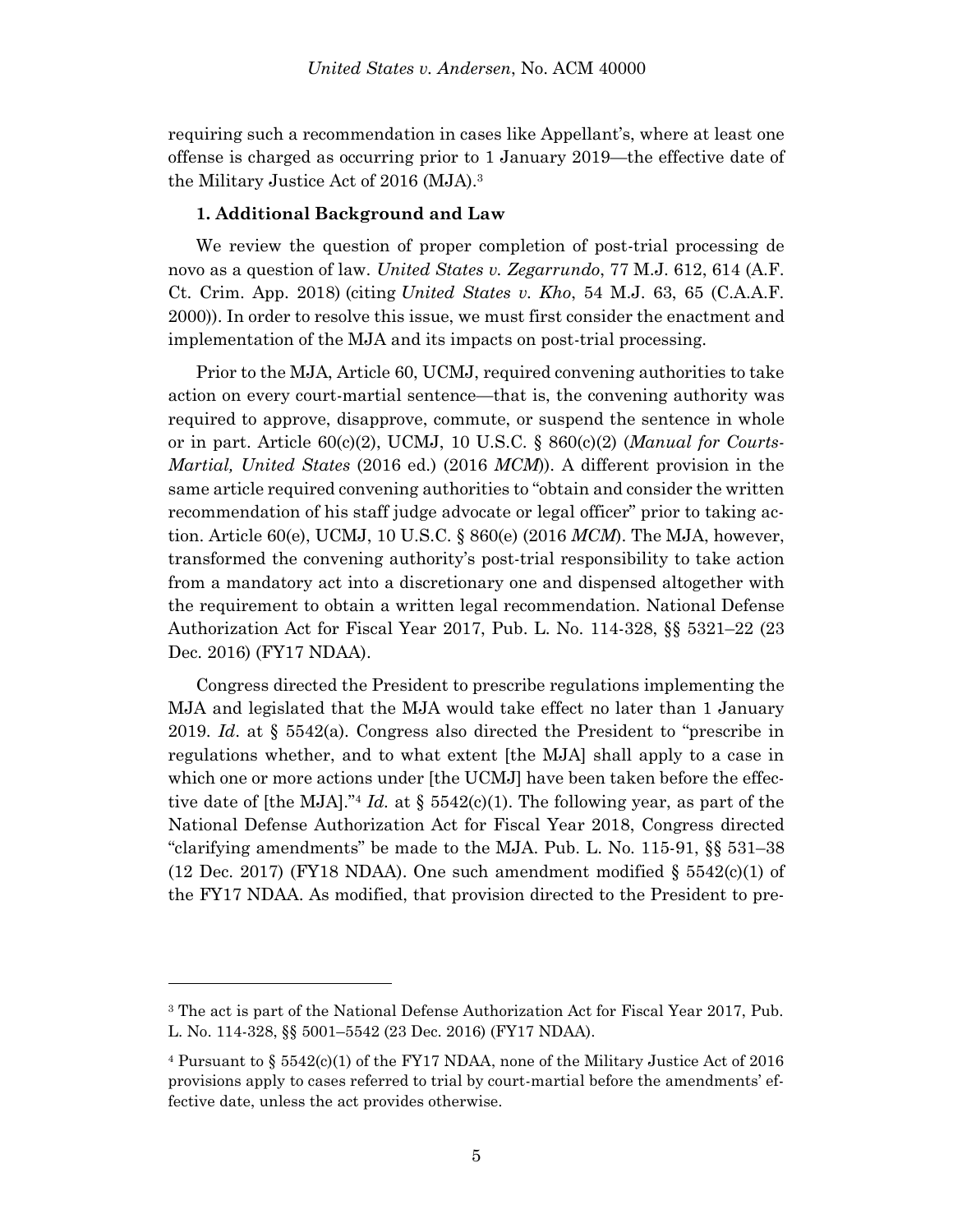requiring such a recommendation in cases like Appellant's, where at least one offense is charged as occurring prior to 1 January 2019—the effective date of the Military Justice Act of 2016 (MJA).[3]

**1. Additional Background and Law**

We review the question of proper completion of post-trial processing de novo as a question of law. *United States v. Zegarrundo*, 77 M.J. 612, 614 (A.F. Ct. Crim. App. 2018) (citing *United States v. Kho*, 54 M.J. 63, 65 (C.A.A.F. 2000)). In order to resolve this issue, we must first consider the enactment and implementation of the MJA and its impacts on post-trial processing.

Prior to the MJA, Article 60, UCMJ, required convening authorities to take action on every court-martial sentence—that is, the convening authority was required to approve, disapprove, commute, or suspend the sentence in whole or in part. Article 60(c)(2), UCMJ, 10 U.S.C. § 860(c)(2) (*Manual for Courts-Martial, United States* (2016 ed.) (2016 *MCM*)). A different provision in the same article required convening authorities to "obtain and consider the written recommendation of his staff judge advocate or legal officer" prior to taking action. Article 60(e), UCMJ, 10 U.S.C. § 860(e) (2016 *MCM*). The MJA, however, transformed the convening authority's post-trial responsibility to take action from a mandatory act into a discretionary one and dispensed altogether with the requirement to obtain a written legal recommendation. National Defense Authorization Act for Fiscal Year 2017, Pub. L. No. 114-328, §§ 5321–22 (23 Dec. 2016) (FY17 NDAA).

Congress directed the President to prescribe regulations implementing the MJA and legislated that the MJA would take effect no later than 1 January 2019. *Id*. at § 5542(a). Congress also directed the President to "prescribe in regulations whether, and to what extent [the MJA] shall apply to a case in which one or more actions under [the UCMJ] have been taken before the effective date of [the MJA]."[4] *Id.* at § 5542(c)(1). The following year, as part of the National Defense Authorization Act for Fiscal Year 2018, Congress directed "clarifying amendments" be made to the MJA. Pub. L. No. 115-91, §§ 531–38 (12 Dec. 2017) (FY18 NDAA). One such amendment modified § 5542(c)(1) of the FY17 NDAA. As modified, that provision directed to the President to pre-

---

[3] The act is part of the National Defense Authorization Act for Fiscal Year 2017, Pub. L. No. 114-328, §§ 5001–5542 (23 Dec. 2016) (FY17 NDAA).

[4] Pursuant to § 5542(c)(1) of the FY17 NDAA, none of the Military Justice Act of 2016 provisions apply to cases referred to trial by court-martial before the amendments' effective date, unless the act provides otherwise.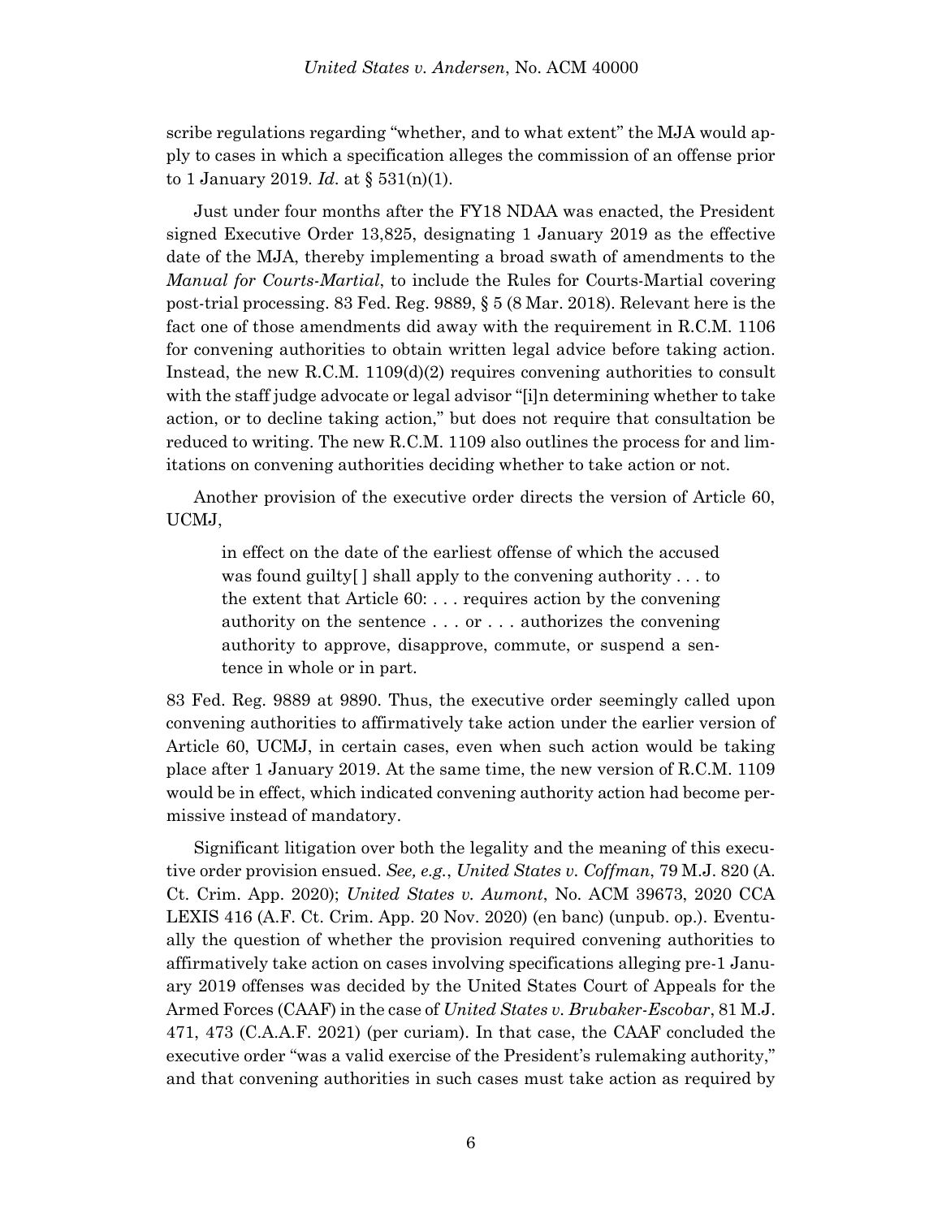scribe regulations regarding "whether, and to what extent" the MJA would apply to cases in which a specification alleges the commission of an offense prior to 1 January 2019. *Id*. at § 531(n)(1).

Just under four months after the FY18 NDAA was enacted, the President signed Executive Order 13,825, designating 1 January 2019 as the effective date of the MJA, thereby implementing a broad swath of amendments to the *Manual for Courts-Martial*, to include the Rules for Courts-Martial covering post-trial processing. 83 Fed. Reg. 9889, § 5 (8 Mar. 2018). Relevant here is the fact one of those amendments did away with the requirement in R.C.M. 1106 for convening authorities to obtain written legal advice before taking action. Instead, the new R.C.M. 1109(d)(2) requires convening authorities to consult with the staff judge advocate or legal advisor "[i]n determining whether to take action, or to decline taking action," but does not require that consultation be reduced to writing. The new R.C.M. 1109 also outlines the process for and limitations on convening authorities deciding whether to take action or not.

Another provision of the executive order directs the version of Article 60, UCMJ,

> in effect on the date of the earliest offense of which the accused was found guilty[ ] shall apply to the convening authority . . . to the extent that Article 60: . . . requires action by the convening authority on the sentence . . . or . . . authorizes the convening authority to approve, disapprove, commute, or suspend a sentence in whole or in part.

83 Fed. Reg. 9889 at 9890. Thus, the executive order seemingly called upon convening authorities to affirmatively take action under the earlier version of Article 60, UCMJ, in certain cases, even when such action would be taking place after 1 January 2019. At the same time, the new version of R.C.M. 1109 would be in effect, which indicated convening authority action had become permissive instead of mandatory.

Significant litigation over both the legality and the meaning of this executive order provision ensued. *See, e.g.*, *United States v. Coffman*, 79 M.J. 820 (A. Ct. Crim. App. 2020); *United States v. Aumont*, No. ACM 39673, 2020 CCA LEXIS 416 (A.F. Ct. Crim. App. 20 Nov. 2020) (en banc) (unpub. op.). Eventually the question of whether the provision required convening authorities to affirmatively take action on cases involving specifications alleging pre-1 January 2019 offenses was decided by the United States Court of Appeals for the Armed Forces (CAAF) in the case of *United States v. Brubaker-Escobar*, 81 M.J. 471, 473 (C.A.A.F. 2021) (per curiam). In that case, the CAAF concluded the executive order "was a valid exercise of the President's rulemaking authority," and that convening authorities in such cases must take action as required by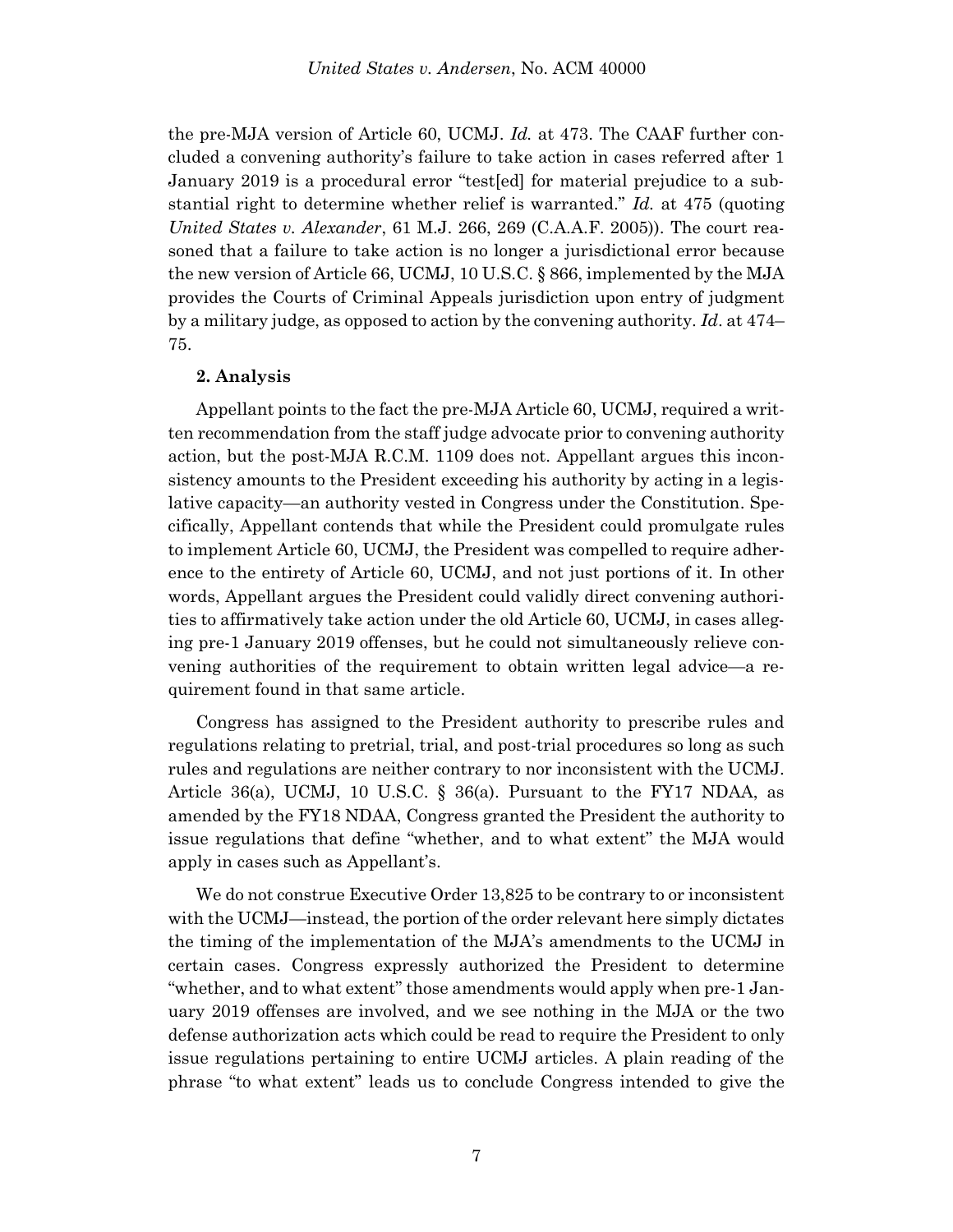the pre-MJA version of Article 60, UCMJ. *Id.* at 473. The CAAF further concluded a convening authority's failure to take action in cases referred after 1 January 2019 is a procedural error "test[ed] for material prejudice to a substantial right to determine whether relief is warranted." *Id.* at 475 (quoting *United States v. Alexander*, 61 M.J. 266, 269 (C.A.A.F. 2005)). The court reasoned that a failure to take action is no longer a jurisdictional error because the new version of Article 66, UCMJ, 10 U.S.C. § 866, implemented by the MJA provides the Courts of Criminal Appeals jurisdiction upon entry of judgment by a military judge, as opposed to action by the convening authority. *Id*. at 474–75.

**2. Analysis**

Appellant points to the fact the pre-MJA Article 60, UCMJ, required a written recommendation from the staff judge advocate prior to convening authority action, but the post-MJA R.C.M. 1109 does not. Appellant argues this inconsistency amounts to the President exceeding his authority by acting in a legislative capacity—an authority vested in Congress under the Constitution. Specifically, Appellant contends that while the President could promulgate rules to implement Article 60, UCMJ, the President was compelled to require adherence to the entirety of Article 60, UCMJ, and not just portions of it. In other words, Appellant argues the President could validly direct convening authorities to affirmatively take action under the old Article 60, UCMJ, in cases alleging pre-1 January 2019 offenses, but he could not simultaneously relieve convening authorities of the requirement to obtain written legal advice—a requirement found in that same article.

Congress has assigned to the President authority to prescribe rules and regulations relating to pretrial, trial, and post-trial procedures so long as such rules and regulations are neither contrary to nor inconsistent with the UCMJ. Article 36(a), UCMJ, 10 U.S.C. § 36(a). Pursuant to the FY17 NDAA, as amended by the FY18 NDAA, Congress granted the President the authority to issue regulations that define "whether, and to what extent" the MJA would apply in cases such as Appellant's.

We do not construe Executive Order 13,825 to be contrary to or inconsistent with the UCMJ—instead, the portion of the order relevant here simply dictates the timing of the implementation of the MJA's amendments to the UCMJ in certain cases. Congress expressly authorized the President to determine "whether, and to what extent" those amendments would apply when pre-1 January 2019 offenses are involved, and we see nothing in the MJA or the two defense authorization acts which could be read to require the President to only issue regulations pertaining to entire UCMJ articles. A plain reading of the phrase "to what extent" leads us to conclude Congress intended to give the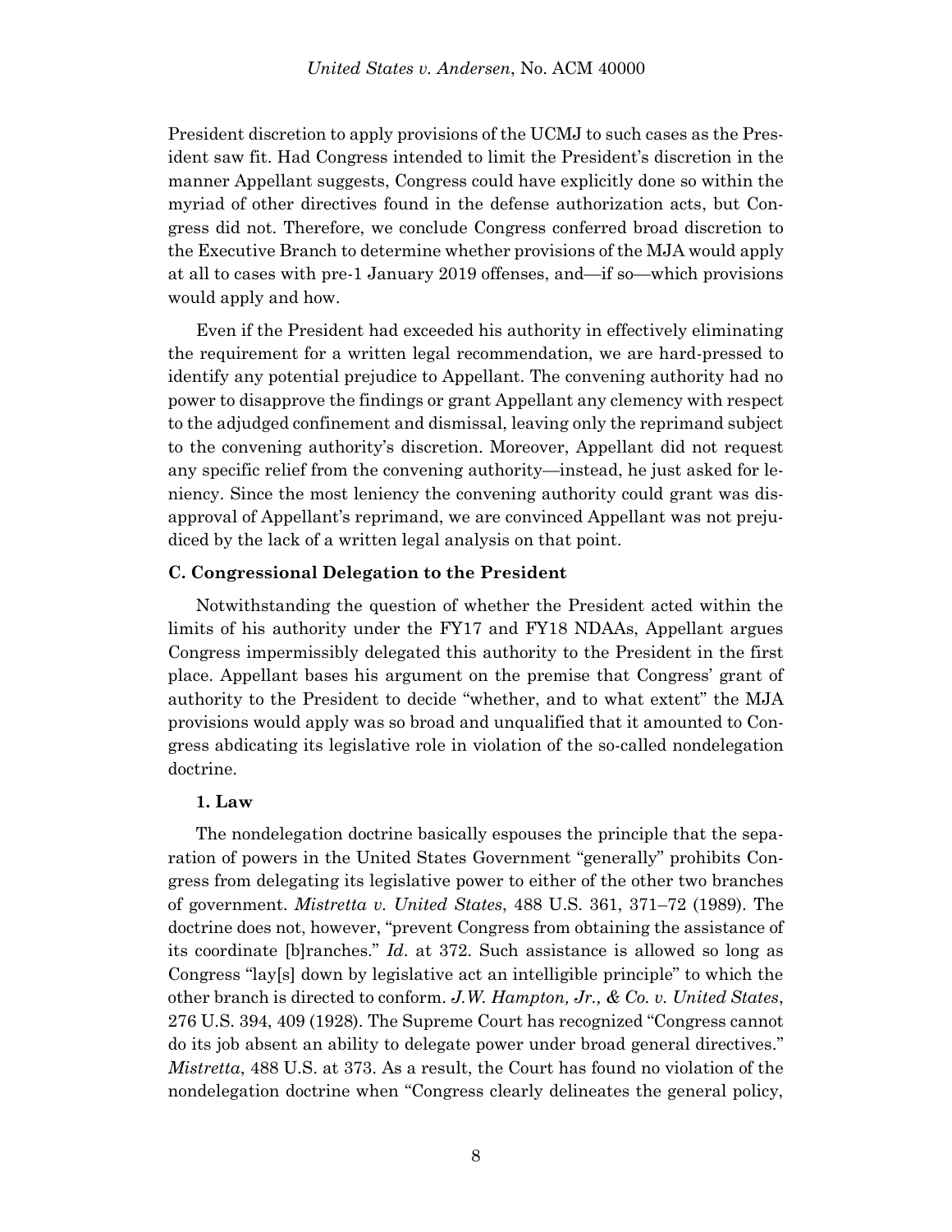President discretion to apply provisions of the UCMJ to such cases as the President saw fit. Had Congress intended to limit the President's discretion in the manner Appellant suggests, Congress could have explicitly done so within the myriad of other directives found in the defense authorization acts, but Congress did not. Therefore, we conclude Congress conferred broad discretion to the Executive Branch to determine whether provisions of the MJA would apply at all to cases with pre-1 January 2019 offenses, and—if so—which provisions would apply and how.

Even if the President had exceeded his authority in effectively eliminating the requirement for a written legal recommendation, we are hard-pressed to identify any potential prejudice to Appellant. The convening authority had no power to disapprove the findings or grant Appellant any clemency with respect to the adjudged confinement and dismissal, leaving only the reprimand subject to the convening authority's discretion. Moreover, Appellant did not request any specific relief from the convening authority—instead, he just asked for leniency. Since the most leniency the convening authority could grant was disapproval of Appellant's reprimand, we are convinced Appellant was not prejudiced by the lack of a written legal analysis on that point.

### C. Congressional Delegation to the President

Notwithstanding the question of whether the President acted within the limits of his authority under the FY17 and FY18 NDAAs, Appellant argues Congress impermissibly delegated this authority to the President in the first place. Appellant bases his argument on the premise that Congress' grant of authority to the President to decide "whether, and to what extent" the MJA provisions would apply was so broad and unqualified that it amounted to Congress abdicating its legislative role in violation of the so-called nondelegation doctrine.

#### 1. Law

The nondelegation doctrine basically espouses the principle that the separation of powers in the United States Government "generally" prohibits Congress from delegating its legislative power to either of the other two branches of government. *Mistretta v. United States*, 488 U.S. 361, 371–72 (1989). The doctrine does not, however, "prevent Congress from obtaining the assistance of its coordinate [b]ranches." *Id.* at 372. Such assistance is allowed so long as Congress "lay[s] down by legislative act an intelligible principle" to which the other branch is directed to conform. *J.W. Hampton, Jr., & Co. v. United States*, 276 U.S. 394, 409 (1928). The Supreme Court has recognized "Congress cannot do its job absent an ability to delegate power under broad general directives." *Mistretta*, 488 U.S. at 373. As a result, the Court has found no violation of the nondelegation doctrine when "Congress clearly delineates the general policy,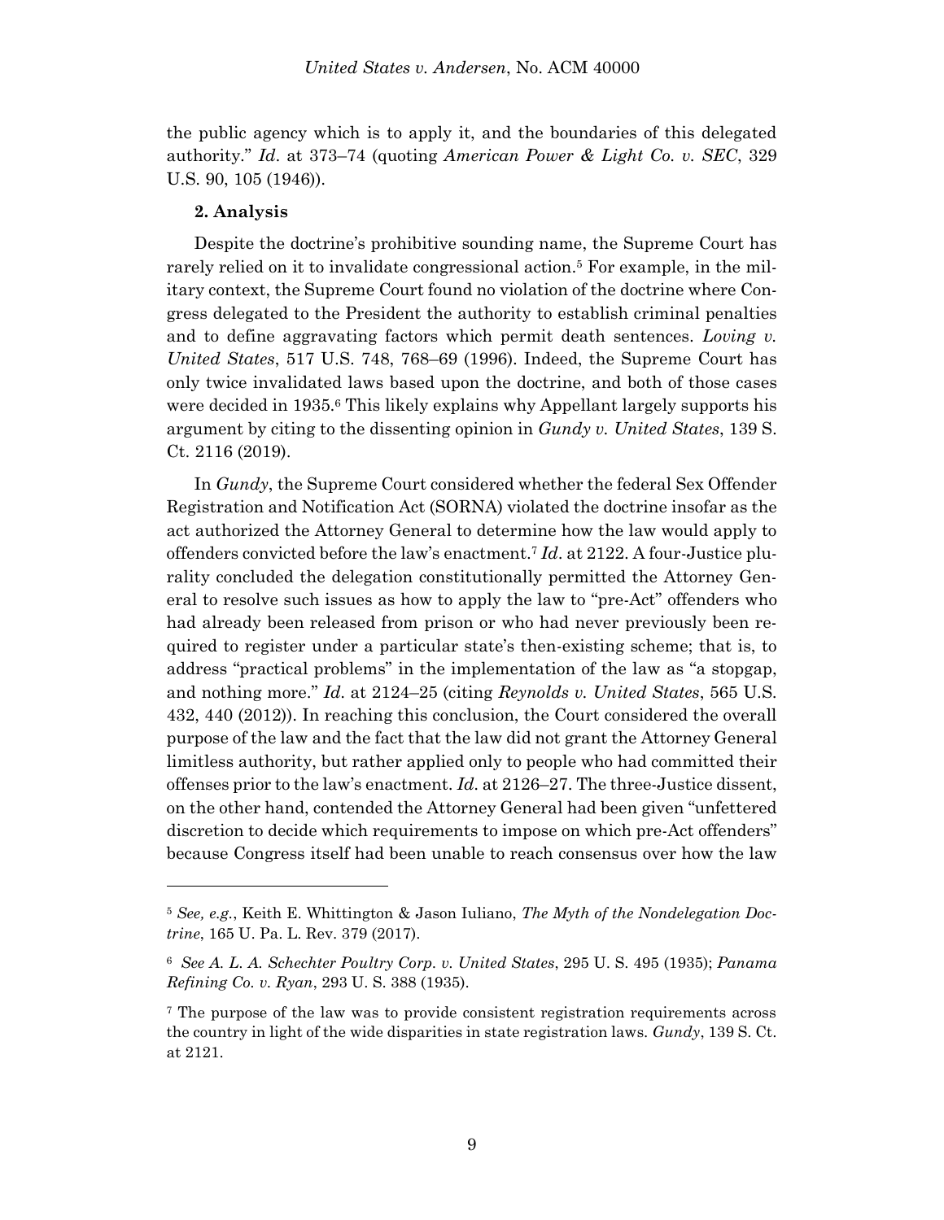the public agency which is to apply it, and the boundaries of this delegated authority." *Id*. at 373–74 (quoting *American Power & Light Co. v. SEC*, 329 U.S. 90, 105 (1946)).

**2. Analysis**

Despite the doctrine's prohibitive sounding name, the Supreme Court has rarely relied on it to invalidate congressional action.[5] For example, in the military context, the Supreme Court found no violation of the doctrine where Congress delegated to the President the authority to establish criminal penalties and to define aggravating factors which permit death sentences. *Loving v. United States*, 517 U.S. 748, 768–69 (1996). Indeed, the Supreme Court has only twice invalidated laws based upon the doctrine, and both of those cases were decided in 1935.[6] This likely explains why Appellant largely supports his argument by citing to the dissenting opinion in *Gundy v. United States*, 139 S. Ct. 2116 (2019).

In *Gundy*, the Supreme Court considered whether the federal Sex Offender Registration and Notification Act (SORNA) violated the doctrine insofar as the act authorized the Attorney General to determine how the law would apply to offenders convicted before the law's enactment.[7] *Id*. at 2122. A four-Justice plurality concluded the delegation constitutionally permitted the Attorney General to resolve such issues as how to apply the law to "pre-Act" offenders who had already been released from prison or who had never previously been required to register under a particular state's then-existing scheme; that is, to address "practical problems" in the implementation of the law as "a stopgap, and nothing more." *Id*. at 2124–25 (citing *Reynolds v. United States*, 565 U.S. 432, 440 (2012)). In reaching this conclusion, the Court considered the overall purpose of the law and the fact that the law did not grant the Attorney General limitless authority, but rather applied only to people who had committed their offenses prior to the law's enactment. *Id*. at 2126–27. The three-Justice dissent, on the other hand, contended the Attorney General had been given "unfettered discretion to decide which requirements to impose on which pre-Act offenders" because Congress itself had been unable to reach consensus over how the law

---

[5] *See, e.g.*, Keith E. Whittington & Jason Iuliano, *The Myth of the Nondelegation Doctrine*, 165 U. Pa. L. Rev. 379 (2017).

[6] *See A. L. A. Schechter Poultry Corp. v. United States*, 295 U. S. 495 (1935); *Panama Refining Co. v. Ryan*, 293 U. S. 388 (1935).

[7] The purpose of the law was to provide consistent registration requirements across the country in light of the wide disparities in state registration laws. *Gundy*, 139 S. Ct. at 2121.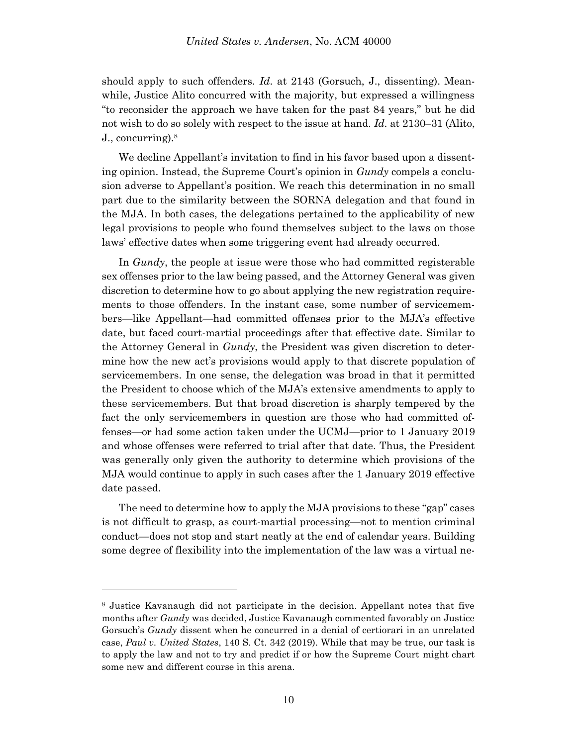should apply to such offenders. *Id*. at 2143 (Gorsuch, J., dissenting). Meanwhile, Justice Alito concurred with the majority, but expressed a willingness "to reconsider the approach we have taken for the past 84 years," but he did not wish to do so solely with respect to the issue at hand. *Id*. at 2130–31 (Alito, J., concurring).[8]

We decline Appellant's invitation to find in his favor based upon a dissenting opinion. Instead, the Supreme Court's opinion in *Gundy* compels a conclusion adverse to Appellant's position. We reach this determination in no small part due to the similarity between the SORNA delegation and that found in the MJA. In both cases, the delegations pertained to the applicability of new legal provisions to people who found themselves subject to the laws on those laws' effective dates when some triggering event had already occurred.

In *Gundy*, the people at issue were those who had committed registerable sex offenses prior to the law being passed, and the Attorney General was given discretion to determine how to go about applying the new registration requirements to those offenders. In the instant case, some number of servicemembers—like Appellant—had committed offenses prior to the MJA's effective date, but faced court-martial proceedings after that effective date. Similar to the Attorney General in *Gundy*, the President was given discretion to determine how the new act's provisions would apply to that discrete population of servicemembers. In one sense, the delegation was broad in that it permitted the President to choose which of the MJA's extensive amendments to apply to these servicemembers. But that broad discretion is sharply tempered by the fact the only servicemembers in question are those who had committed offenses—or had some action taken under the UCMJ—prior to 1 January 2019 and whose offenses were referred to trial after that date. Thus, the President was generally only given the authority to determine which provisions of the MJA would continue to apply in such cases after the 1 January 2019 effective date passed.

The need to determine how to apply the MJA provisions to these "gap" cases is not difficult to grasp, as court-martial processing—not to mention criminal conduct—does not stop and start neatly at the end of calendar years. Building some degree of flexibility into the implementation of the law was a virtual ne-

---

[8] Justice Kavanaugh did not participate in the decision. Appellant notes that five months after *Gundy* was decided, Justice Kavanaugh commented favorably on Justice Gorsuch's *Gundy* dissent when he concurred in a denial of certiorari in an unrelated case, *Paul v. United States*, 140 S. Ct. 342 (2019). While that may be true, our task is to apply the law and not to try and predict if or how the Supreme Court might chart some new and different course in this arena.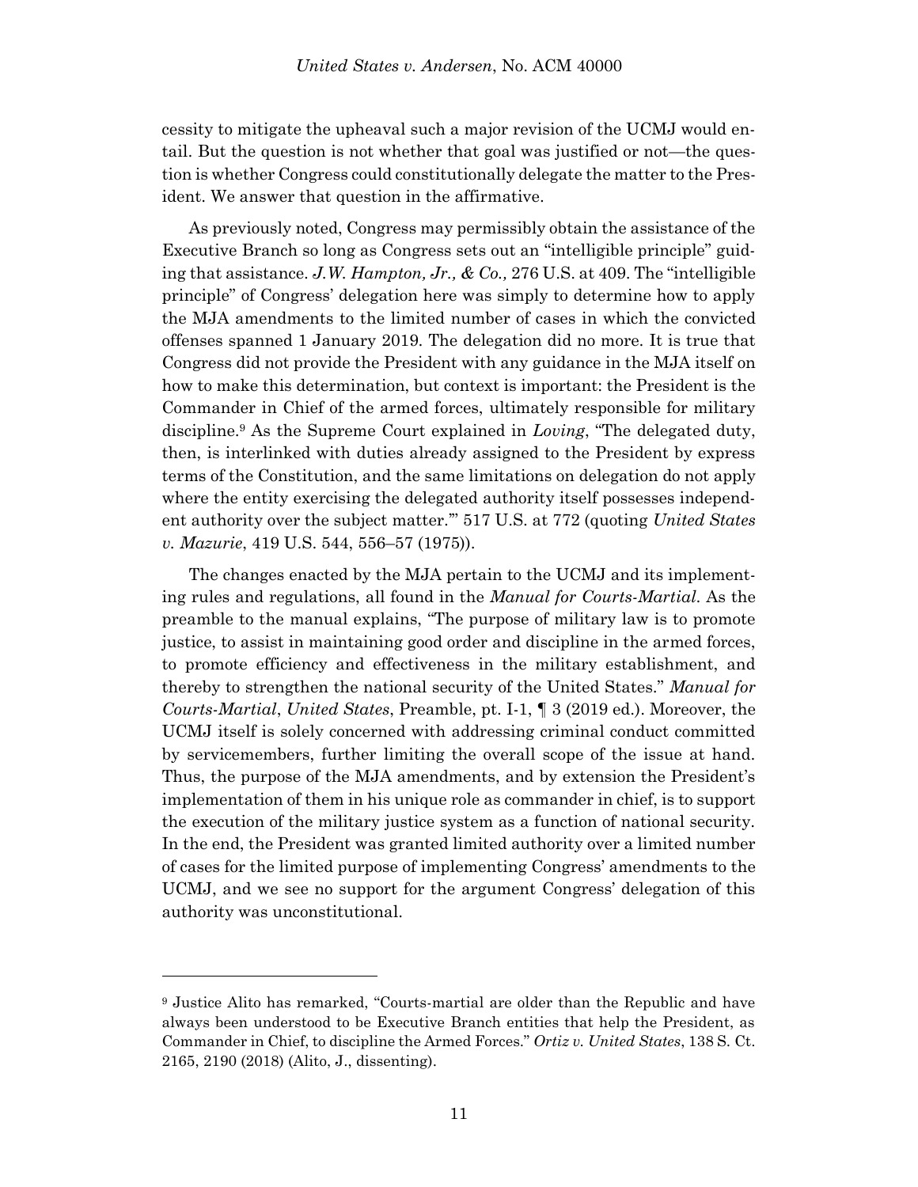cessity to mitigate the upheaval such a major revision of the UCMJ would entail. But the question is not whether that goal was justified or not—the question is whether Congress could constitutionally delegate the matter to the President. We answer that question in the affirmative.

As previously noted, Congress may permissibly obtain the assistance of the Executive Branch so long as Congress sets out an "intelligible principle" guiding that assistance. *J.W. Hampton, Jr., & Co.,* 276 U.S. at 409. The "intelligible principle" of Congress' delegation here was simply to determine how to apply the MJA amendments to the limited number of cases in which the convicted offenses spanned 1 January 2019. The delegation did no more. It is true that Congress did not provide the President with any guidance in the MJA itself on how to make this determination, but context is important: the President is the Commander in Chief of the armed forces, ultimately responsible for military discipline.[9] As the Supreme Court explained in *Loving*, "The delegated duty, then, is interlinked with duties already assigned to the President by express terms of the Constitution, and the same limitations on delegation do not apply where the entity exercising the delegated authority itself possesses independent authority over the subject matter.'" 517 U.S. at 772 (quoting *United States v. Mazurie*, 419 U.S. 544, 556–57 (1975)).

The changes enacted by the MJA pertain to the UCMJ and its implementing rules and regulations, all found in the *Manual for Courts-Martial*. As the preamble to the manual explains, "The purpose of military law is to promote justice, to assist in maintaining good order and discipline in the armed forces, to promote efficiency and effectiveness in the military establishment, and thereby to strengthen the national security of the United States." *Manual for Courts-Martial*, *United States*, Preamble, pt. I-1, ¶ 3 (2019 ed.). Moreover, the UCMJ itself is solely concerned with addressing criminal conduct committed by servicemembers, further limiting the overall scope of the issue at hand. Thus, the purpose of the MJA amendments, and by extension the President's implementation of them in his unique role as commander in chief, is to support the execution of the military justice system as a function of national security. In the end, the President was granted limited authority over a limited number of cases for the limited purpose of implementing Congress' amendments to the UCMJ, and we see no support for the argument Congress' delegation of this authority was unconstitutional.

---

[9] Justice Alito has remarked, "Courts-martial are older than the Republic and have always been understood to be Executive Branch entities that help the President, as Commander in Chief, to discipline the Armed Forces." *Ortiz v. United States*, 138 S. Ct. 2165, 2190 (2018) (Alito, J., dissenting).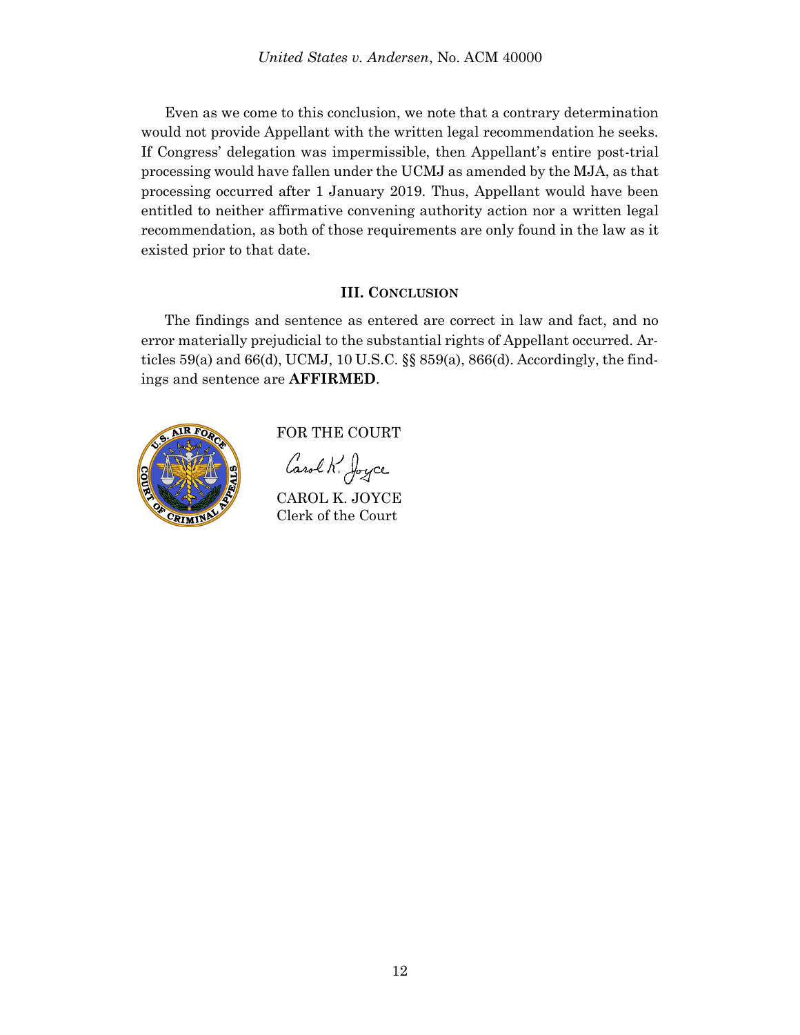Even as we come to this conclusion, we note that a contrary determination would not provide Appellant with the written legal recommendation he seeks. If Congress' delegation was impermissible, then Appellant's entire post-trial processing would have fallen under the UCMJ as amended by the MJA, as that processing occurred after 1 January 2019. Thus, Appellant would have been entitled to neither affirmative convening authority action nor a written legal recommendation, as both of those requirements are only found in the law as it existed prior to that date.

### III. CONCLUSION

The findings and sentence as entered are correct in law and fact, and no error materially prejudicial to the substantial rights of Appellant occurred. Articles 59(a) and 66(d), UCMJ, 10 U.S.C. §§ 859(a), 866(d). Accordingly, the findings and sentence are **AFFIRMED**.

FOR THE COURT

CAROL K. JOYCE
Clerk of the Court